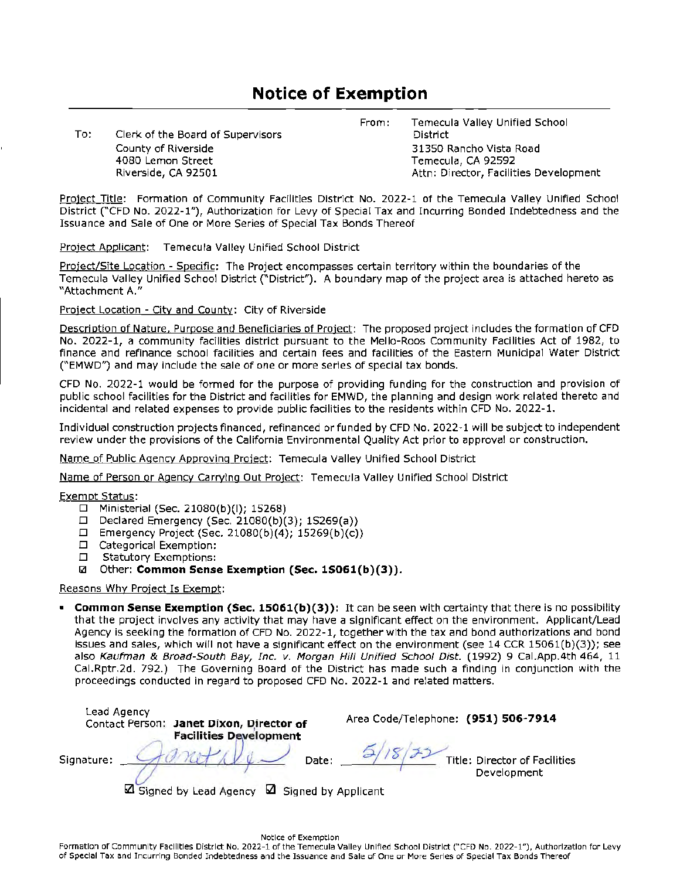# Notice of Exemption

To: Clerk of the Board of Supervisors
County of Riverside
4080 Lemon Street
Riverside, CA 92501

From: Temecula Valley Unified School District
31350 Rancho Vista Road
Temecula, CA 92592
Attn: Director, Facilities Development

Project Title: Formation of Community Facilities District No. 2022-1 of the Temecula Valley Unified School District ("CFD No. 2022-1"), Authorization for Levy of Special Tax and Incurring Bonded Indebtedness and the Issuance and Sale of One or More Series of Special Tax Bonds Thereof

Project Applicant: Temecula Valley Unified School District

Project/Site Location - Specific: The Project encompasses certain territory within the boundaries of the Temecula Valley Unified School District ("District"). A boundary map of the project area is attached hereto as "Attachment A."

Project Location - City and County: City of Riverside

Description of Nature, Purpose and Beneficiaries of Project: The proposed project includes the formation of CFD No. 2022-1, a community facilities district pursuant to the Mello-Roos Community Facilities Act of 1982, to finance and refinance school facilities and certain fees and facilities of the Eastern Municipal Water District ("EMWD") and may include the sale of one or more series of special tax bonds.

CFD No. 2022-1 would be formed for the purpose of providing funding for the construction and provision of public school facilities for the District and facilities for EMWD, the planning and design work related thereto and incidental and related expenses to provide public facilities to the residents within CFD No. 2022-1.

Individual construction projects financed, refinanced or funded by CFD No. 2022-1 will be subject to independent review under the provisions of the California Environmental Quality Act prior to approval or construction.

Name of Public Agency Approving Project: Temecula Valley Unified School District

Name of Person or Agency Carrying Out Project: Temecula Valley Unified School District

Exempt Status:

- ☐ Ministerial (Sec. 21080(b)(l); 15268)
- ☐ Declared Emergency (Sec. 21080(b)(3); 15269(a))
- ☐ Emergency Project (Sec. 21080(b)(4); 15269(b)(c))
- ☐ Categorical Exemption:
- ☐ Statutory Exemptions:
- ☑ Other: **Common Sense Exemption (Sec. 15061(b)(3)).**

Reasons Why Project Is Exempt:

- **Common Sense Exemption (Sec. 15061(b)(3)):** It can be seen with certainty that there is no possibility that the project involves any activity that may have a significant effect on the environment. Applicant/Lead Agency is seeking the formation of CFD No. 2022-1, together with the tax and bond authorizations and bond issues and sales, which will not have a significant effect on the environment (see 14 CCR 15061(b)(3)); see also *Kaufman & Broad-South Bay, Inc. v. Morgan Hill Unified School Dist.* (1992) 9 Cal.App.4th 464, 11 Cal.Rptr.2d. 792.) The Governing Board of the District has made such a finding in conjunction with the proceedings conducted in regard to proposed CFD No. 2022-1 and related matters.

Lead Agency Contact Person: **Janet Dixon, Director of Facilities Development**

Area Code/Telephone: **(951) 506-7914**

Signature: [signature] Date: 5/18/22 Title: Director of Facilities Development

☑ Signed by Lead Agency ☑ Signed by Applicant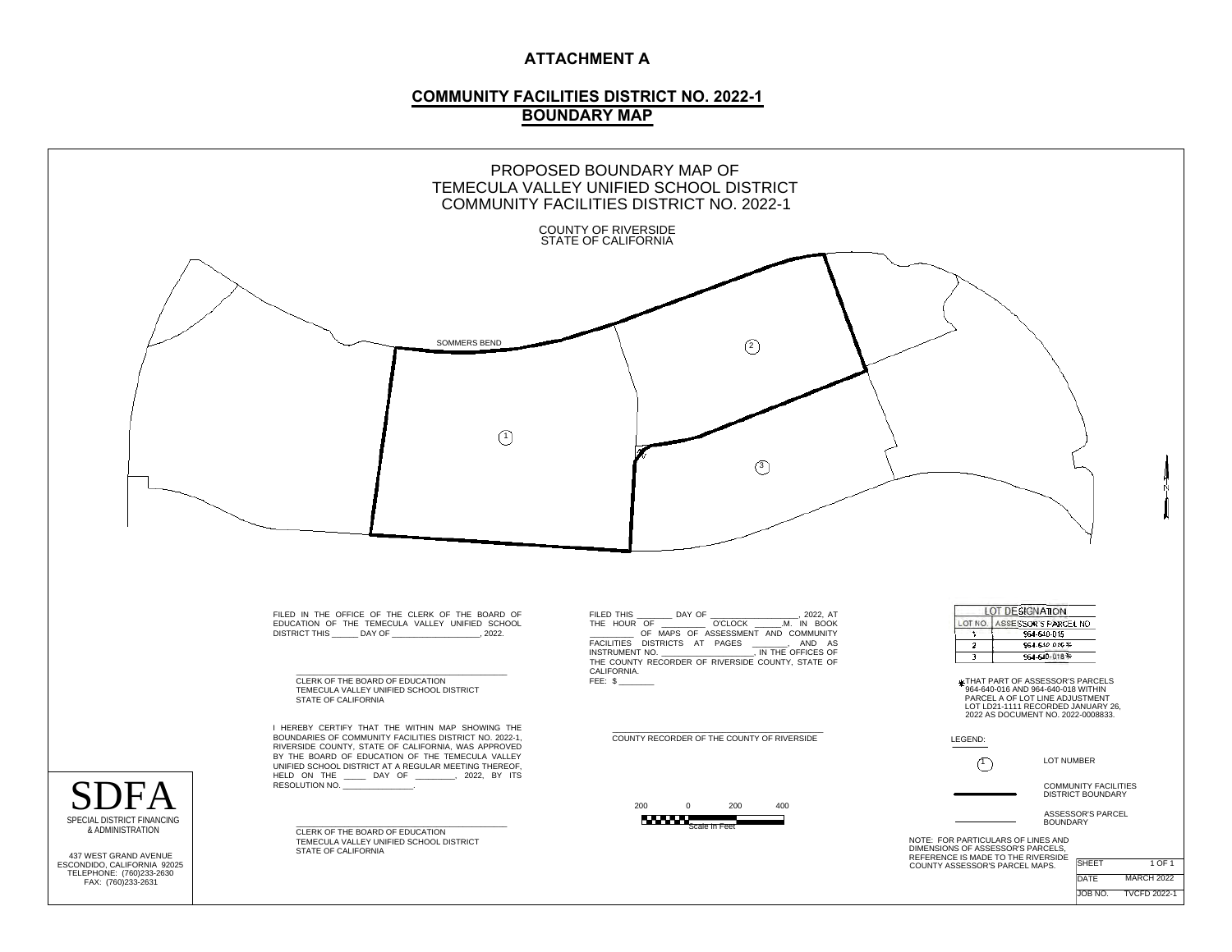# ATTACHMENT A

## COMMUNITY FACILITIES DISTRICT NO. 2022-1
## BOUNDARY MAP

PROPOSED BOUNDARY MAP OF
TEMECULA VALLEY UNIFIED SCHOOL DISTRICT
COMMUNITY FACILITIES DISTRICT NO. 2022-1

COUNTY OF RIVERSIDE
STATE OF CALIFORNIA

SOMMERS BEND

1

2

3

FILED IN THE OFFICE OF THE CLERK OF THE BOARD OF EDUCATION OF THE TEMECULA VALLEY UNIFIED SCHOOL DISTRICT THIS ______ DAY OF ____________________, 2022.

______________________________________________
CLERK OF THE BOARD OF EDUCATION
TEMECULA VALLEY UNIFIED SCHOOL DISTRICT
STATE OF CALIFORNIA

I HEREBY CERTIFY THAT THE WITHIN MAP SHOWING THE BOUNDARIES OF COMMUNITY FACILITIES DISTRICT NO. 2022-1, RIVERSIDE COUNTY, STATE OF CALIFORNIA, WAS APPROVED BY THE BOARD OF EDUCATION OF THE TEMECULA VALLEY UNIFIED SCHOOL DISTRICT AT A REGULAR MEETING THEREOF, HELD ON THE _____ DAY OF _________, 2022, BY ITS RESOLUTION NO. ________________.

______________________________________________
CLERK OF THE BOARD OF EDUCATION
TEMECULA VALLEY UNIFIED SCHOOL DISTRICT
STATE OF CALIFORNIA

FILED THIS ________ DAY OF ___________________, 2022, AT THE HOUR OF _________ O'CLOCK ______.M. IN BOOK _________ OF MAPS OF ASSESSMENT AND COMMUNITY FACILITIES DISTRICTS AT PAGES ________, AND AS INSTRUMENT NO. ____________________, IN THE OFFICES OF THE COUNTY RECORDER OF RIVERSIDE COUNTY, STATE OF CALIFORNIA.
FEE: $ ________

______________________________________________
COUNTY RECORDER OF THE COUNTY OF RIVERSIDE

200 0 200 400
Scale in Feet

| LOT DESIGNATION | |
|---|---|
| LOT NO. | ASSESSOR'S PARCEL NO. |
| 1 | 964-640-015 |
| 2 | 964-640-016 * |
| 3 | 964-640-018 * |

* THAT PART OF ASSESSOR'S PARCELS 964-640-016 AND 964-640-018 WITHIN PARCEL A OF LOT LINE ADJUSTMENT LOT LD21-1111 RECORDED JANUARY 26, 2022 AS DOCUMENT NO. 2022-0008833.

LEGEND:

1 LOT NUMBER

COMMUNITY FACILITIES DISTRICT BOUNDARY

ASSESSOR'S PARCEL BOUNDARY

NOTE: FOR PARTICULARS OF LINES AND DIMENSIONS OF ASSESSOR'S PARCELS, REFERENCE IS MADE TO THE RIVERSIDE COUNTY ASSESSOR'S PARCEL MAPS.

| | |
|---|---|
| SHEET | 1 OF 1 |
| DATE | MARCH 2022 |
| JOB NO. | TVCFD 2022-1 |

SDFA
SPECIAL DISTRICT FINANCING & ADMINISTRATION
437 WEST GRAND AVENUE
ESCONDIDO, CALIFORNIA 92025
TELEPHONE: (760)233-2630
FAX: (760)233-2631